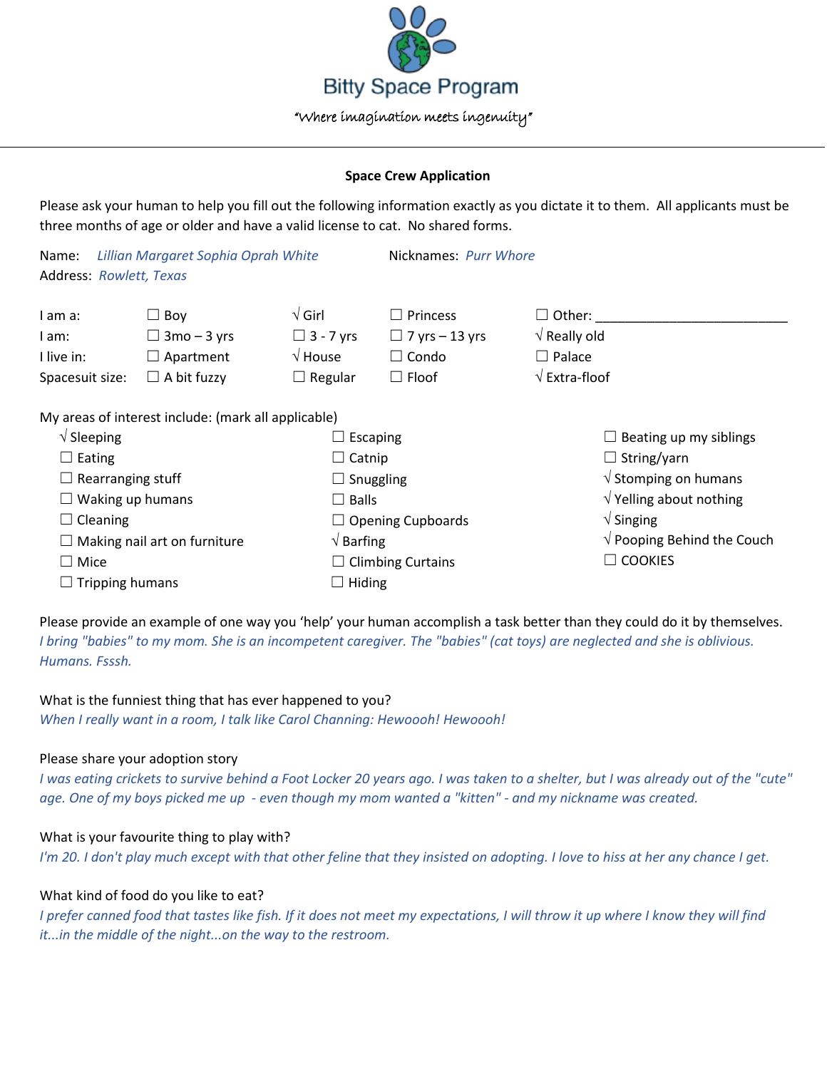# Bitty Space Program

"Where imagination meets ingenuity"

---

**Space Crew Application**

Please ask your human to help you fill out the following information exactly as you dictate it to them. All applicants must be three months of age or older and have a valid license to cat. No shared forms.

Name: *Lillian Margaret Sophia Oprah White* Nicknames: *Purr Whore*
Address: *Rowlett, Texas*

| | | | | |
|---|---|---|---|---|
| I am a: | ☐ Boy | √ Girl | ☐ Princess | ☐ Other: ______________________ |
| I am: | ☐ 3mo – 3 yrs | ☐ 3 - 7 yrs | ☐ 7 yrs – 13 yrs | √ Really old |
| I live in: | ☐ Apartment | √ House | ☐ Condo | ☐ Palace |
| Spacesuit size: | ☐ A bit fuzzy | ☐ Regular | ☐ Floof | √ Extra-floof |

My areas of interest include: (mark all applicable)

| | | |
|---|---|---|
| √ Sleeping | ☐ Escaping | ☐ Beating up my siblings |
| ☐ Eating | ☐ Catnip | ☐ String/yarn |
| ☐ Rearranging stuff | ☐ Snuggling | √ Stomping on humans |
| ☐ Waking up humans | ☐ Balls | √ Yelling about nothing |
| ☐ Cleaning | ☐ Opening Cupboards | √ Singing |
| ☐ Making nail art on furniture | √ Barfing | √ Pooping Behind the Couch |
| ☐ Mice | ☐ Climbing Curtains | ☐ COOKIES |
| ☐ Tripping humans | ☐ Hiding | |

Please provide an example of one way you 'help' your human accomplish a task better than they could do it by themselves.
*I bring "babies" to my mom. She is an incompetent caregiver. The "babies" (cat toys) are neglected and she is oblivious. Humans. Fsssh.*

What is the funniest thing that has ever happened to you?
*When I really want in a room, I talk like Carol Channing: Hewoooh! Hewoooh!*

Please share your adoption story
*I was eating crickets to survive behind a Foot Locker 20 years ago. I was taken to a shelter, but I was already out of the "cute" age. One of my boys picked me up - even though my mom wanted a "kitten" - and my nickname was created.*

What is your favourite thing to play with?
*I'm 20. I don't play much except with that other feline that they insisted on adopting. I love to hiss at her any chance I get.*

What kind of food do you like to eat?
*I prefer canned food that tastes like fish. If it does not meet my expectations, I will throw it up where I know they will find it...in the middle of the night...on the way to the restroom.*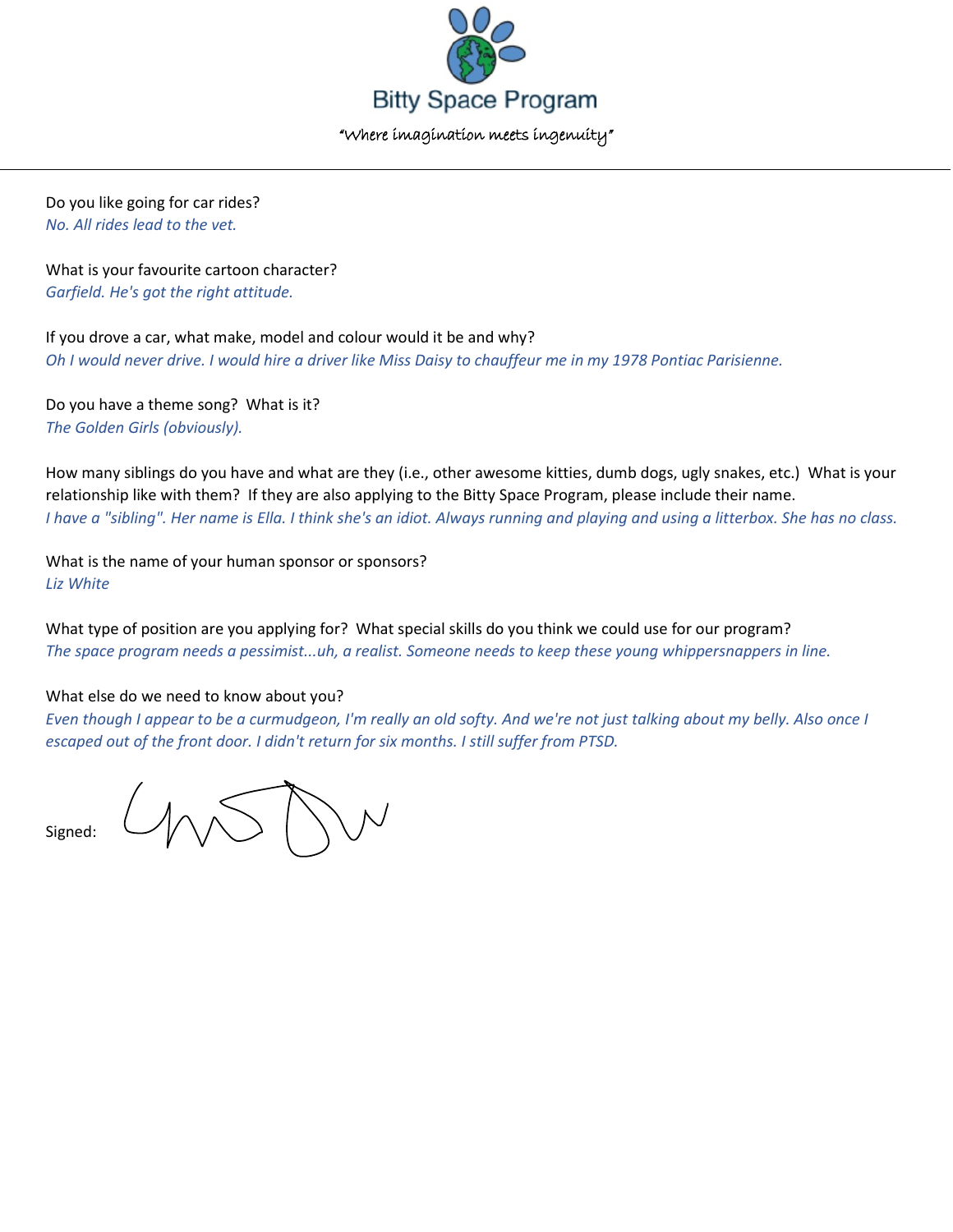Bitty Space Program

*"Where imagination meets ingenuity"*

Do you like going for car rides?
*No. All rides lead to the vet.*

What is your favourite cartoon character?
*Garfield. He's got the right attitude.*

If you drove a car, what make, model and colour would it be and why?
*Oh I would never drive. I would hire a driver like Miss Daisy to chauffeur me in my 1978 Pontiac Parisienne.*

Do you have a theme song? What is it?
*The Golden Girls (obviously).*

How many siblings do you have and what are they (i.e., other awesome kitties, dumb dogs, ugly snakes, etc.) What is your relationship like with them? If they are also applying to the Bitty Space Program, please include their name.
*I have a "sibling". Her name is Ella. I think she's an idiot. Always running and playing and using a litterbox. She has no class.*

What is the name of your human sponsor or sponsors?
*Liz White*

What type of position are you applying for? What special skills do you think we could use for our program?
*The space program needs a pessimist...uh, a realist. Someone needs to keep these young whippersnappers in line.*

What else do we need to know about you?
*Even though I appear to be a curmudgeon, I'm really an old softy. And we're not just talking about my belly. Also once I escaped out of the front door. I didn't return for six months. I still suffer from PTSD.*

Signed: